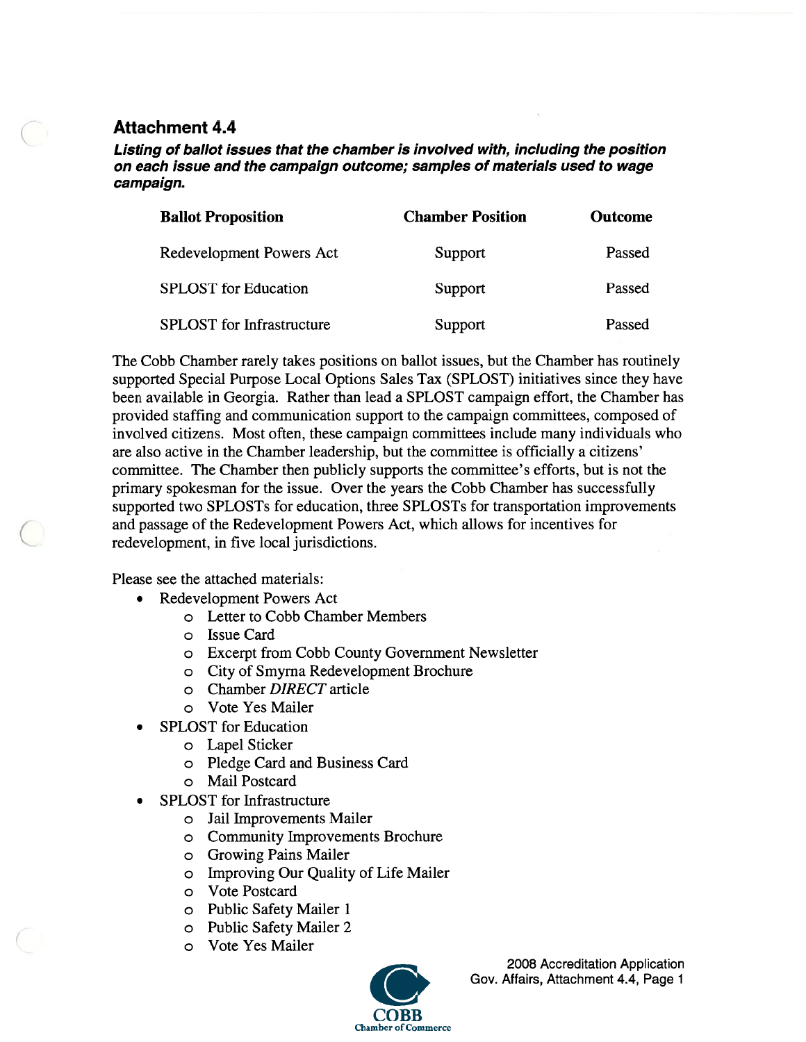## Attachment 4.4

***Listing of ballot issues that the chamber is involved with, including the position on each issue and the campaign outcome; samples of materials used to wage campaign.***

| Ballot Proposition | Chamber Position | Outcome |
|---|---|---|
| Redevelopment Powers Act | Support | Passed |
| SPLOST for Education | Support | Passed |
| SPLOST for Infrastructure | Support | Passed |

The Cobb Chamber rarely takes positions on ballot issues, but the Chamber has routinely supported Special Purpose Local Options Sales Tax (SPLOST) initiatives since they have been available in Georgia. Rather than lead a SPLOST campaign effort, the Chamber has provided staffing and communication support to the campaign committees, composed of involved citizens. Most often, these campaign committees include many individuals who are also active in the Chamber leadership, but the committee is officially a citizens' committee. The Chamber then publicly supports the committee's efforts, but is not the primary spokesman for the issue. Over the years the Cobb Chamber has successfully supported two SPLOSTs for education, three SPLOSTs for transportation improvements and passage of the Redevelopment Powers Act, which allows for incentives for redevelopment, in five local jurisdictions.

Please see the attached materials:

- Redevelopment Powers Act
  - Letter to Cobb Chamber Members
  - Issue Card
  - Excerpt from Cobb County Government Newsletter
  - City of Smyrna Redevelopment Brochure
  - Chamber *DIRECT* article
  - Vote Yes Mailer
- SPLOST for Education
  - Lapel Sticker
  - Pledge Card and Business Card
  - Mail Postcard
- SPLOST for Infrastructure
  - Jail Improvements Mailer
  - Community Improvements Brochure
  - Growing Pains Mailer
  - Improving Our Quality of Life Mailer
  - Vote Postcard
  - Public Safety Mailer 1
  - Public Safety Mailer 2
  - Vote Yes Mailer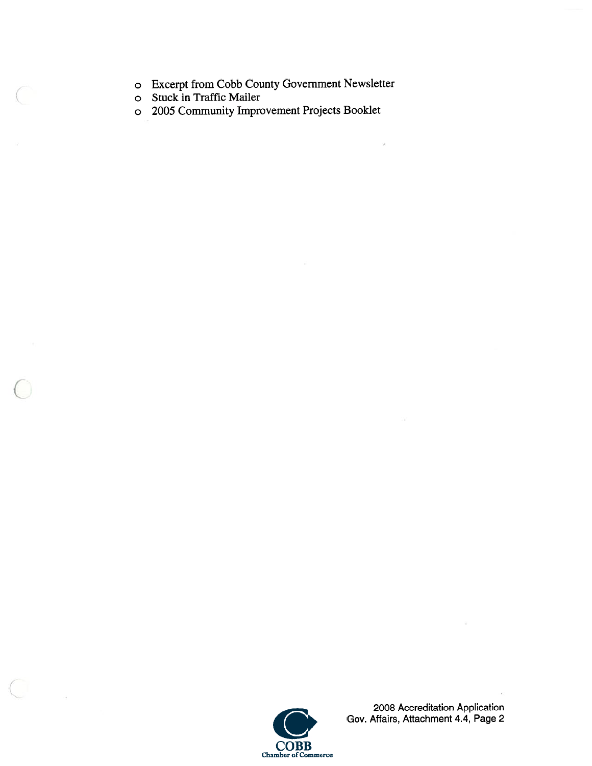- Excerpt from Cobb County Government Newsletter
- Stuck in Traffic Mailer
- 2005 Community Improvement Projects Booklet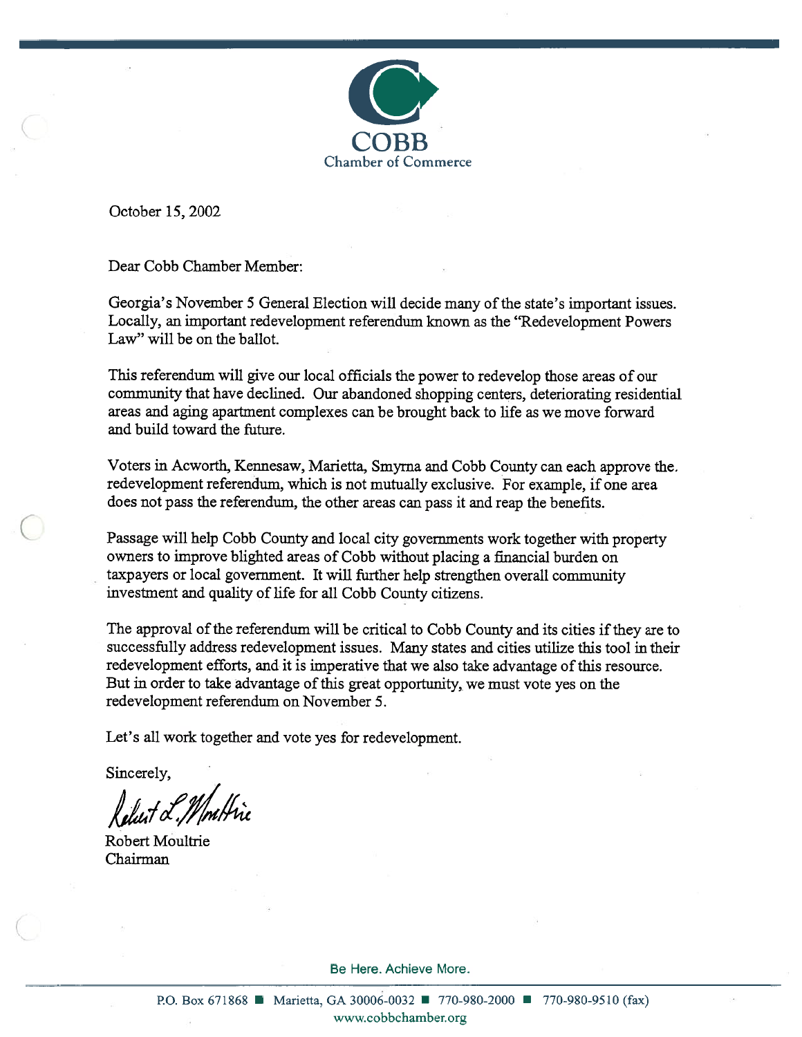**COBB**
Chamber of Commerce

October 15, 2002

Dear Cobb Chamber Member:

Georgia's November 5 General Election will decide many of the state's important issues. Locally, an important redevelopment referendum known as the "Redevelopment Powers Law" will be on the ballot.

This referendum will give our local officials the power to redevelop those areas of our community that have declined. Our abandoned shopping centers, deteriorating residential areas and aging apartment complexes can be brought back to life as we move forward and build toward the future.

Voters in Acworth, Kennesaw, Marietta, Smyrna and Cobb County can each approve the redevelopment referendum, which is not mutually exclusive. For example, if one area does not pass the referendum, the other areas can pass it and reap the benefits.

Passage will help Cobb County and local city governments work together with property owners to improve blighted areas of Cobb without placing a financial burden on taxpayers or local government. It will further help strengthen overall community investment and quality of life for all Cobb County citizens.

The approval of the referendum will be critical to Cobb County and its cities if they are to successfully address redevelopment issues. Many states and cities utilize this tool in their redevelopment efforts, and it is imperative that we also take advantage of this resource. But in order to take advantage of this great opportunity, we must vote yes on the redevelopment referendum on November 5.

Let's all work together and vote yes for redevelopment.

Sincerely,

Robert L. Moultrie

Robert Moultrie
Chairman

Be Here. Achieve More.

P.O. Box 671868 ■ Marietta, GA 30006-0032 ■ 770-980-2000 ■ 770-980-9510 (fax)
www.cobbchamber.org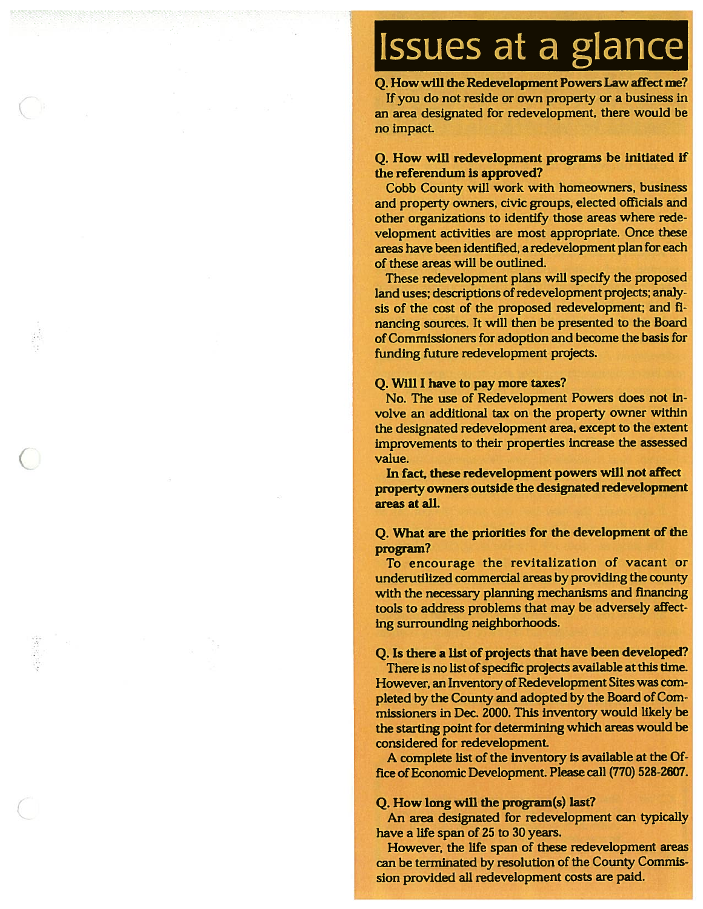# Issues at a glance

**Q. How will the Redevelopment Powers Law affect me?**

If you do not reside or own property or a business in an area designated for redevelopment, there would be no impact.

**Q. How will redevelopment programs be initiated if the referendum is approved?**

Cobb County will work with homeowners, business and property owners, civic groups, elected officials and other organizations to identify those areas where redevelopment activities are most appropriate. Once these areas have been identified, a redevelopment plan for each of these areas will be outlined.

These redevelopment plans will specify the proposed land uses; descriptions of redevelopment projects; analysis of the cost of the proposed redevelopment; and financing sources. It will then be presented to the Board of Commissioners for adoption and become the basis for funding future redevelopment projects.

**Q. Will I have to pay more taxes?**

No. The use of Redevelopment Powers does not involve an additional tax on the property owner within the designated redevelopment area, except to the extent improvements to their properties increase the assessed value.

**In fact, these redevelopment powers will not affect property owners outside the designated redevelopment areas at all.**

**Q. What are the priorities for the development of the program?**

To encourage the revitalization of vacant or underutilized commercial areas by providing the county with the necessary planning mechanisms and financing tools to address problems that may be adversely affecting surrounding neighborhoods.

**Q. Is there a list of projects that have been developed?**

There is no list of specific projects available at this time. However, an Inventory of Redevelopment Sites was completed by the County and adopted by the Board of Commissioners in Dec. 2000. This inventory would likely be the starting point for determining which areas would be considered for redevelopment.

A complete list of the inventory is available at the Office of Economic Development. Please call (770) 528-2607.

**Q. How long will the program(s) last?**

An area designated for redevelopment can typically have a life span of 25 to 30 years.

However, the life span of these redevelopment areas can be terminated by resolution of the County Commission provided all redevelopment costs are paid.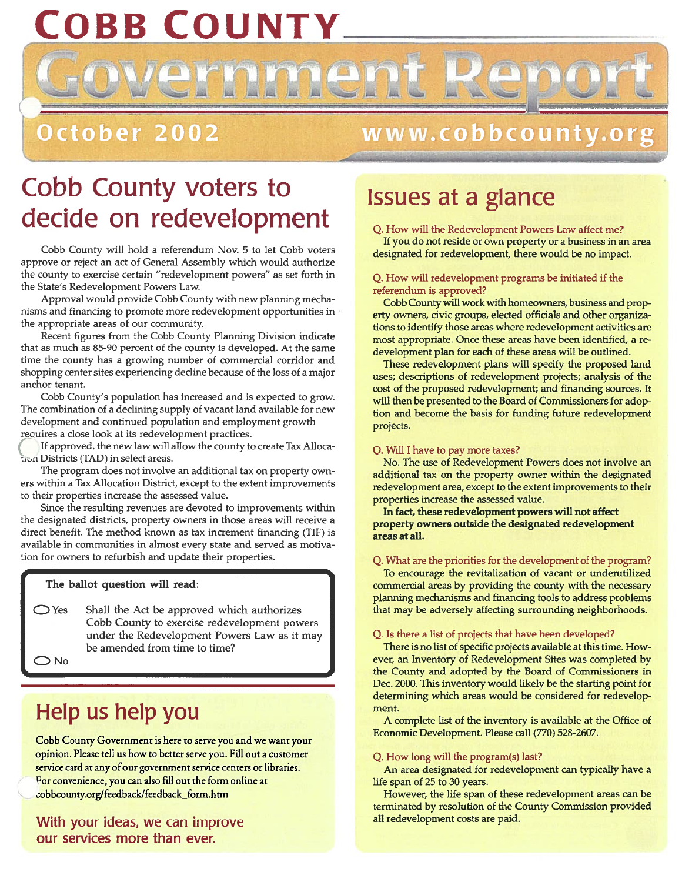# COBB COUNTY

# Government Report

**October 2002** www.cobbcounty.org

## Cobb County voters to decide on redevelopment

Cobb County will hold a referendum Nov. 5 to let Cobb voters approve or reject an act of General Assembly which would authorize the county to exercise certain "redevelopment powers" as set forth in the State's Redevelopment Powers Law.

Approval would provide Cobb County with new planning mechanisms and financing to promote more redevelopment opportunities in the appropriate areas of our community.

Recent figures from the Cobb County Planning Division indicate that as much as 85-90 percent of the county is developed. At the same time the county has a growing number of commercial corridor and shopping center sites experiencing decline because of the loss of a major anchor tenant.

Cobb County's population has increased and is expected to grow. The combination of a declining supply of vacant land available for new development and continued population and employment growth requires a close look at its redevelopment practices.

If approved, the new law will allow the county to create Tax Allocation Districts (TAD) in select areas.

The program does not involve an additional tax on property owners within a Tax Allocation District, except to the extent improvements to their properties increase the assessed value.

Since the resulting revenues are devoted to improvements within the designated districts, property owners in those areas will receive a direct benefit. The method known as tax increment financing (TIF) is available in communities in almost every state and served as motivation for owners to refurbish and update their properties.

**The ballot question will read:**

◯ Yes — Shall the Act be approved which authorizes Cobb County to exercise redevelopment powers under the Redevelopment Powers Law as it may be amended from time to time?

◯ No

## Help us help you

Cobb County Government is here to serve you and we want your opinion. Please tell us how to better serve you. Fill out a customer service card at any of our government service centers or libraries. For convenience, you can also fill out the form online at cobbcounty.org/feedback/feedback_form.htm

With your ideas, we can improve our services more than ever.

## Issues at a glance

**Q. How will the Redevelopment Powers Law affect me?**

If you do not reside or own property or a business in an area designated for redevelopment, there would be no impact.

**Q. How will redevelopment programs be initiated if the referendum is approved?**

Cobb County will work with homeowners, business and property owners, civic groups, elected officials and other organizations to identify those areas where redevelopment activities are most appropriate. Once these areas have been identified, a redevelopment plan for each of these areas will be outlined.

These redevelopment plans will specify the proposed land uses; descriptions of redevelopment projects; analysis of the cost of the proposed redevelopment; and financing sources. It will then be presented to the Board of Commissioners for adoption and become the basis for funding future redevelopment projects.

**Q. Will I have to pay more taxes?**

No. The use of Redevelopment Powers does not involve an additional tax on the property owner within the designated redevelopment area, except to the extent improvements to their properties increase the assessed value.

**In fact, these redevelopment powers will not affect property owners outside the designated redevelopment areas at all.**

**Q. What are the priorities for the development of the program?**

To encourage the revitalization of vacant or underutilized commercial areas by providing the county with the necessary planning mechanisms and financing tools to address problems that may be adversely affecting surrounding neighborhoods.

**Q. Is there a list of projects that have been developed?**

There is no list of specific projects available at this time. However, an Inventory of Redevelopment Sites was completed by the County and adopted by the Board of Commissioners in Dec. 2000. This inventory would likely be the starting point for determining which areas would be considered for redevelopment.

A complete list of the inventory is available at the Office of Economic Development. Please call (770) 528-2607.

**Q. How long will the program(s) last?**

An area designated for redevelopment can typically have a life span of 25 to 30 years.

However, the life span of these redevelopment areas can be terminated by resolution of the County Commission provided all redevelopment costs are paid.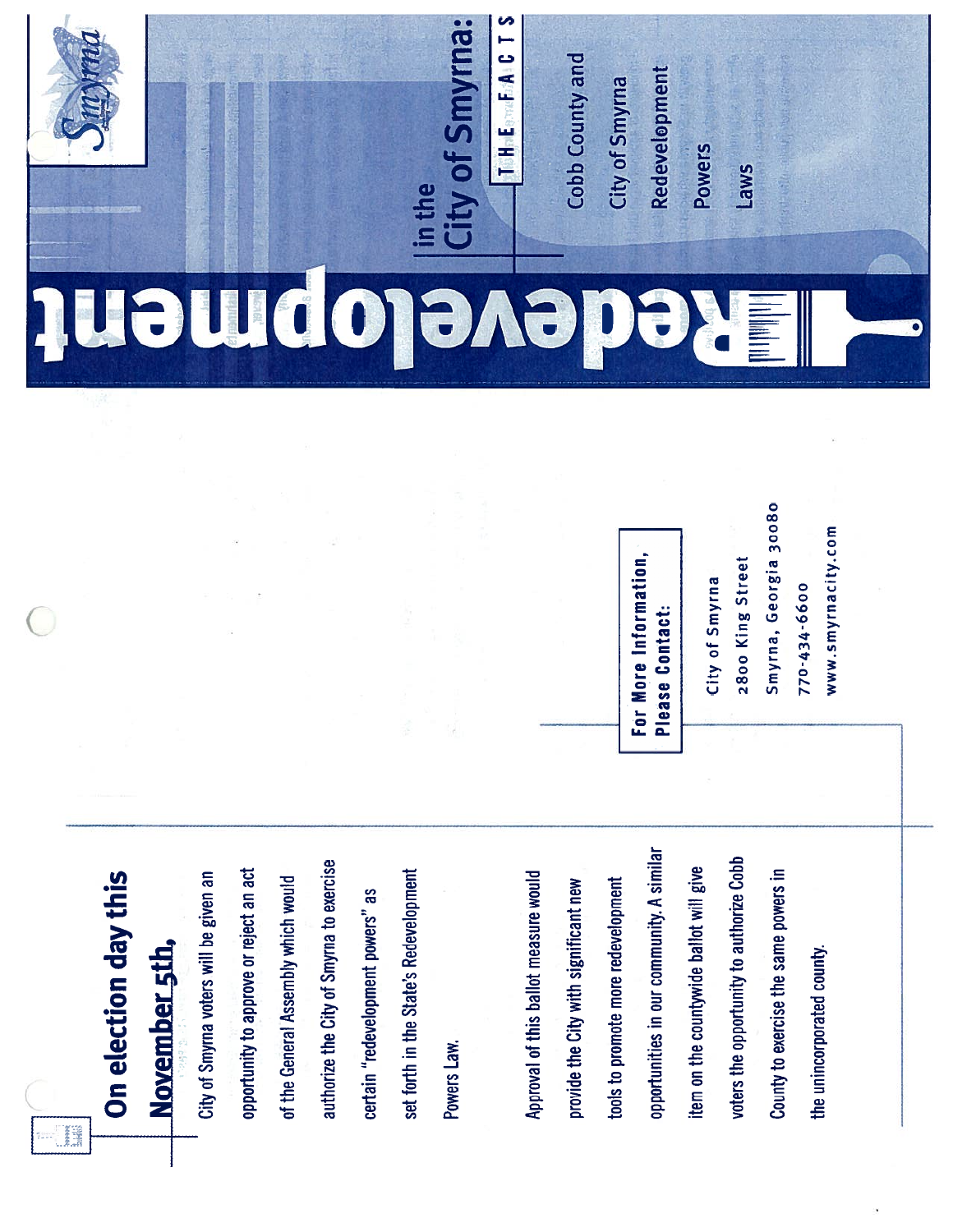# Redevelopment

## in the City of Smyrna: THE FACTS

- Cobb County and City of Smyrna
- Redevelopment
- Powers
- Laws

**For More Information, Please Contact:**

City of Smyrna
2800 King Street
Smyrna, Georgia 30080
770-434-6600
www.smyrnacity.com

## On election day this November 5th,

City of Smyrna voters will be given an opportunity to approve or reject an act of the General Assembly which would authorize the City of Smyrna to exercise certain "redevelopment powers" as set forth in the State's Redevelopment Powers Law.

Approval of this ballot measure would provide the City with significant new tools to promote more redevelopment opportunities in our community. A similar item on the countywide ballot will give voters the opportunity to authorize Cobb County to exercise the same powers in the unincorporated county.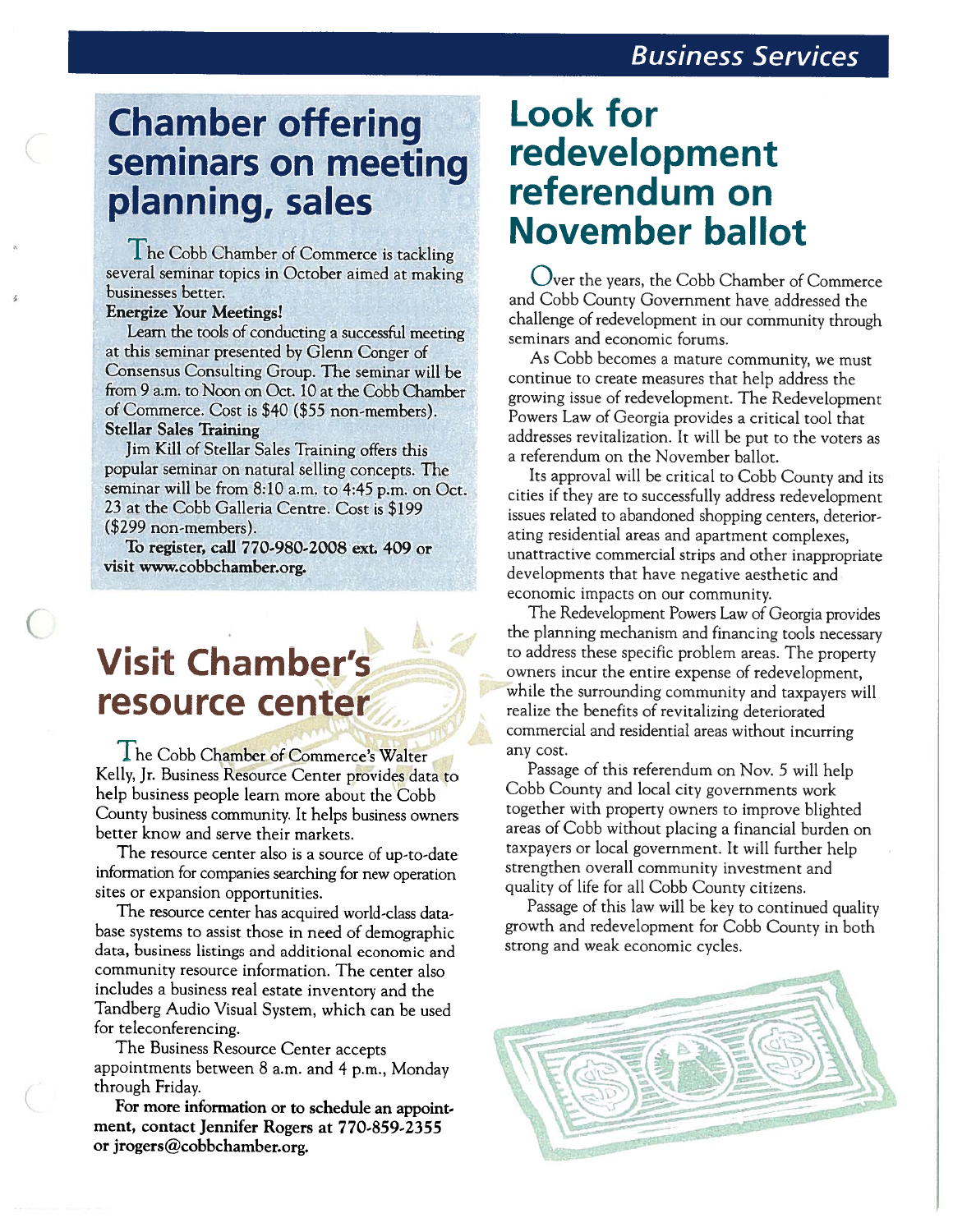# Chamber offering seminars on meeting planning, sales

The Cobb Chamber of Commerce is tackling several seminar topics in October aimed at making businesses better.

**Energize Your Meetings!**

Learn the tools of conducting a successful meeting at this seminar presented by Glenn Conger of Consensus Consulting Group. The seminar will be from 9 a.m. to Noon on Oct. 10 at the Cobb Chamber of Commerce. Cost is $40 ($55 non-members).

**Stellar Sales Training**

Jim Kill of Stellar Sales Training offers this popular seminar on natural selling concepts. The seminar will be from 8:10 a.m. to 4:45 p.m. on Oct. 23 at the Cobb Galleria Centre. Cost is $199 ($299 non-members).

**To register, call 770-980-2008 ext. 409 or visit www.cobbchamber.org.**

# Visit Chamber's resource center

The Cobb Chamber of Commerce's Walter Kelly, Jr. Business Resource Center provides data to help business people learn more about the Cobb County business community. It helps business owners better know and serve their markets.

The resource center also is a source of up-to-date information for companies searching for new operation sites or expansion opportunities.

The resource center has acquired world-class database systems to assist those in need of demographic data, business listings and additional economic and community resource information. The center also includes a business real estate inventory and the Tandberg Audio Visual System, which can be used for teleconferencing.

The Business Resource Center accepts appointments between 8 a.m. and 4 p.m., Monday through Friday.

**For more information or to schedule an appointment, contact Jennifer Rogers at 770-859-2355 or jrogers@cobbchamber.org.**

# Look for redevelopment referendum on November ballot

Over the years, the Cobb Chamber of Commerce and Cobb County Government have addressed the challenge of redevelopment in our community through seminars and economic forums.

As Cobb becomes a mature community, we must continue to create measures that help address the growing issue of redevelopment. The Redevelopment Powers Law of Georgia provides a critical tool that addresses revitalization. It will be put to the voters as a referendum on the November ballot.

Its approval will be critical to Cobb County and its cities if they are to successfully address redevelopment issues related to abandoned shopping centers, deteriorating residential areas and apartment complexes, unattractive commercial strips and other inappropriate developments that have negative aesthetic and economic impacts on our community.

The Redevelopment Powers Law of Georgia provides the planning mechanism and financing tools necessary to address these specific problem areas. The property owners incur the entire expense of redevelopment, while the surrounding community and taxpayers will realize the benefits of revitalizing deteriorated commercial and residential areas without incurring any cost.

Passage of this referendum on Nov. 5 will help Cobb County and local city governments work together with property owners to improve blighted areas of Cobb without placing a financial burden on taxpayers or local government. It will further help strengthen overall community investment and quality of life for all Cobb County citizens.

Passage of this law will be key to continued quality growth and redevelopment for Cobb County in both strong and weak economic cycles.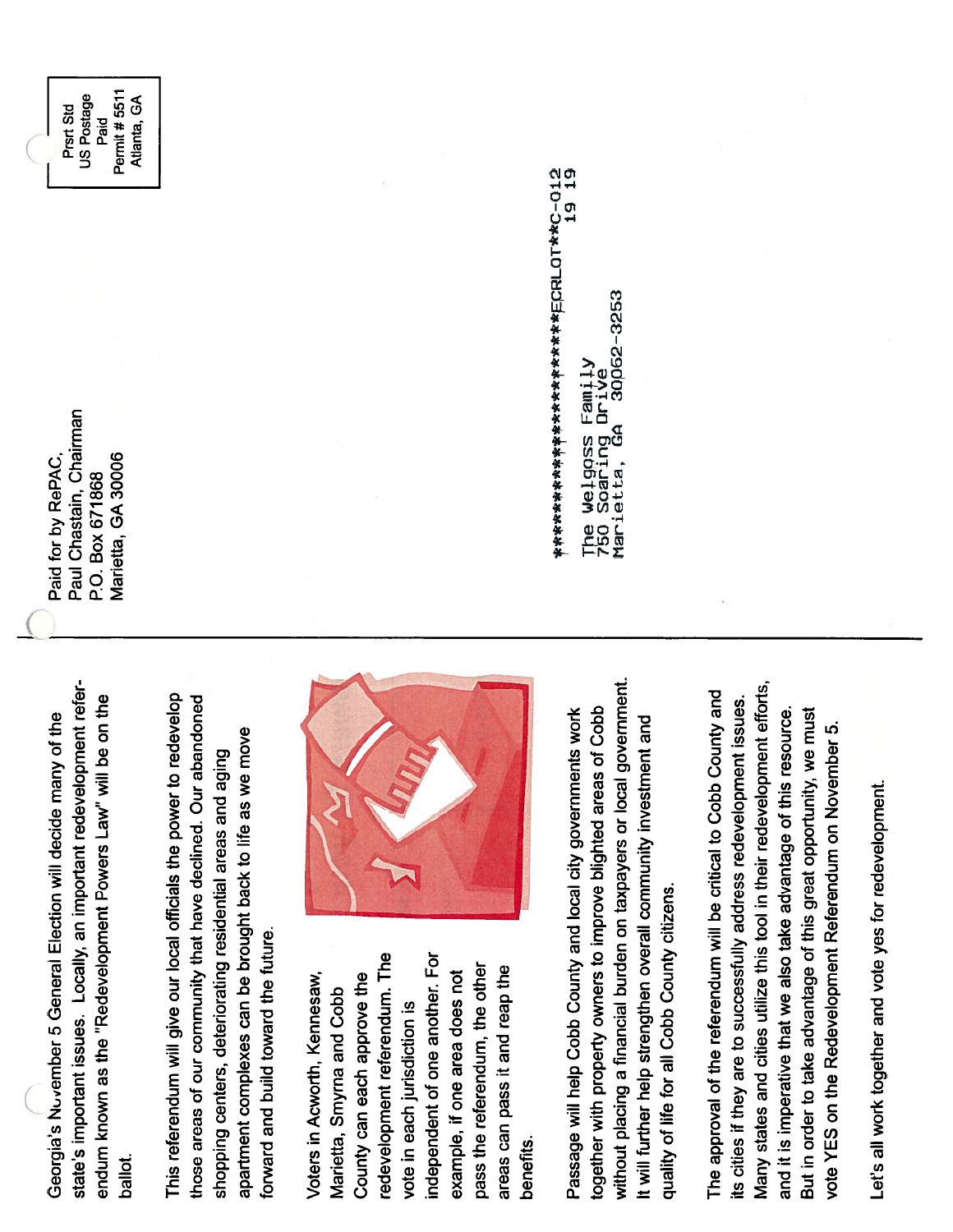Georgia's November 5 General Election will decide many of the state's important issues. Locally, an important redevelopment referendum known as the "Redevelopment Powers Law" will be on the ballot.

This referendum will give our local officials the power to redevelop those areas of our community that have declined. Our abandoned shopping centers, deteriorating residential areas and aging apartment complexes can be brought back to life as we move forward and build toward the future.

Voters in Acworth, Kennesaw, Marietta, Smyrna and Cobb County can each approve the redevelopment referendum. The vote in each jurisdiction is independent of one another. For example, if one area does not pass the referendum, the other areas can pass it and reap the benefits.

Passage will help Cobb County and local city governments work together with property owners to improve blighted areas of Cobb without placing a financial burden on taxpayers or local government. It will further help strengthen overall community investment and quality of life for all Cobb County citizens.

The approval of the referendum will be critical to Cobb County and its cities if they are to successfully address redevelopment issues. Many states and cities utilize this tool in their redevelopment efforts, and it is imperative that we also take advantage of this resource. But in order to take advantage of this great opportunity, we must vote YES on the Redevelopment Referendum on November 5.

Let's all work together and vote yes for redevelopment.

Paid for by RePAC,
Paul Chastain, Chairman
P.O. Box 671868
Marietta, GA 30006

Prst Std
US Postage
Paid
Permit # 5511
Atlanta, GA

*********************ECRLOT**C-012
19 19

The Welgoss Family
750 Soaring Drive
Marietta, GA 30062-3253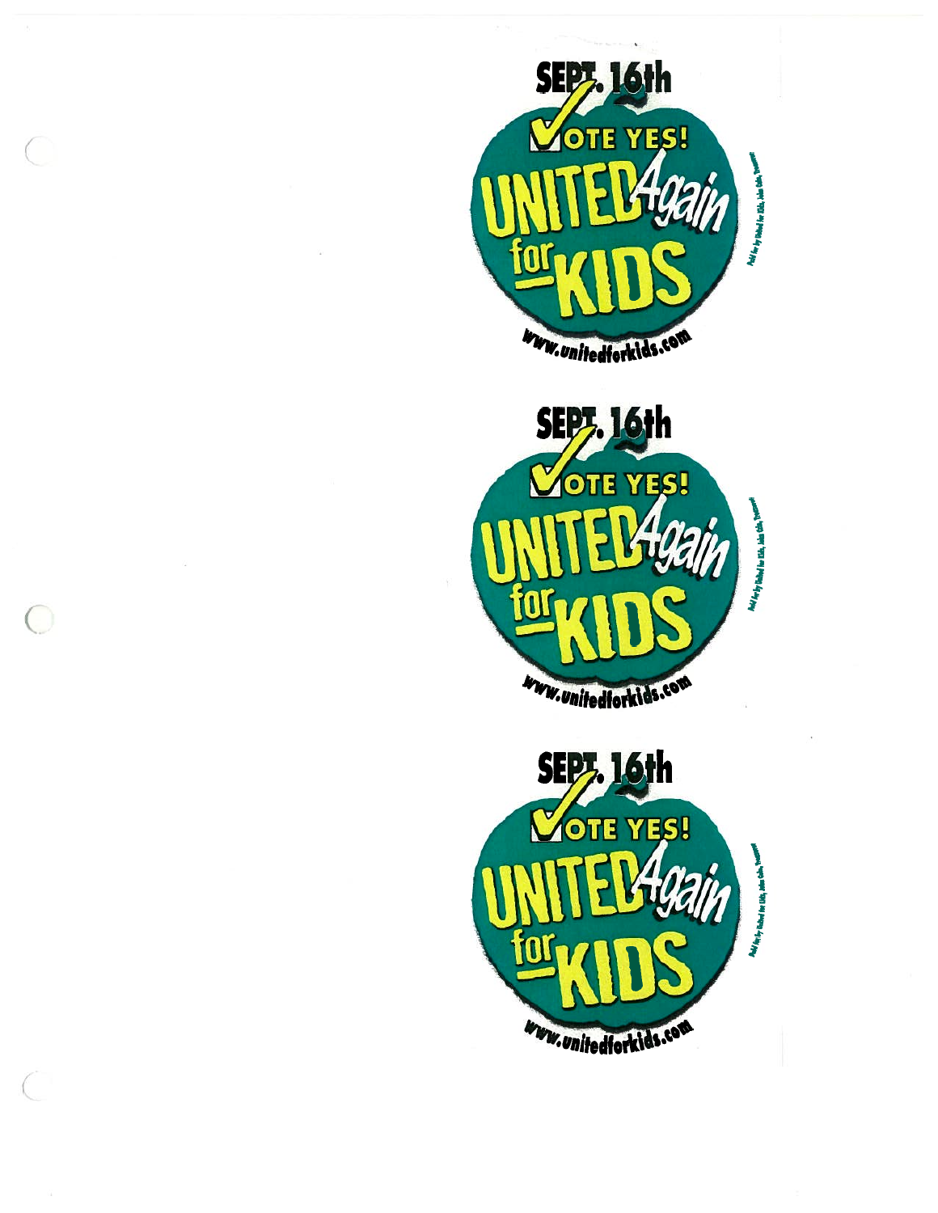SEPT. 16th

VOTE YES!

UNITED Again for KIDS

www.unitedforkids.com

Paid for by United for Kids, John Cole, Treasurer

SEPT. 16th

VOTE YES!

UNITED Again for KIDS

www.unitedforkids.com

Paid for by United for Kids, John Cole, Treasurer

SEPT. 16th

VOTE YES!

UNITED Again for KIDS

www.unitedforkids.com

Paid for by United for Kids, John Cole, Treasurer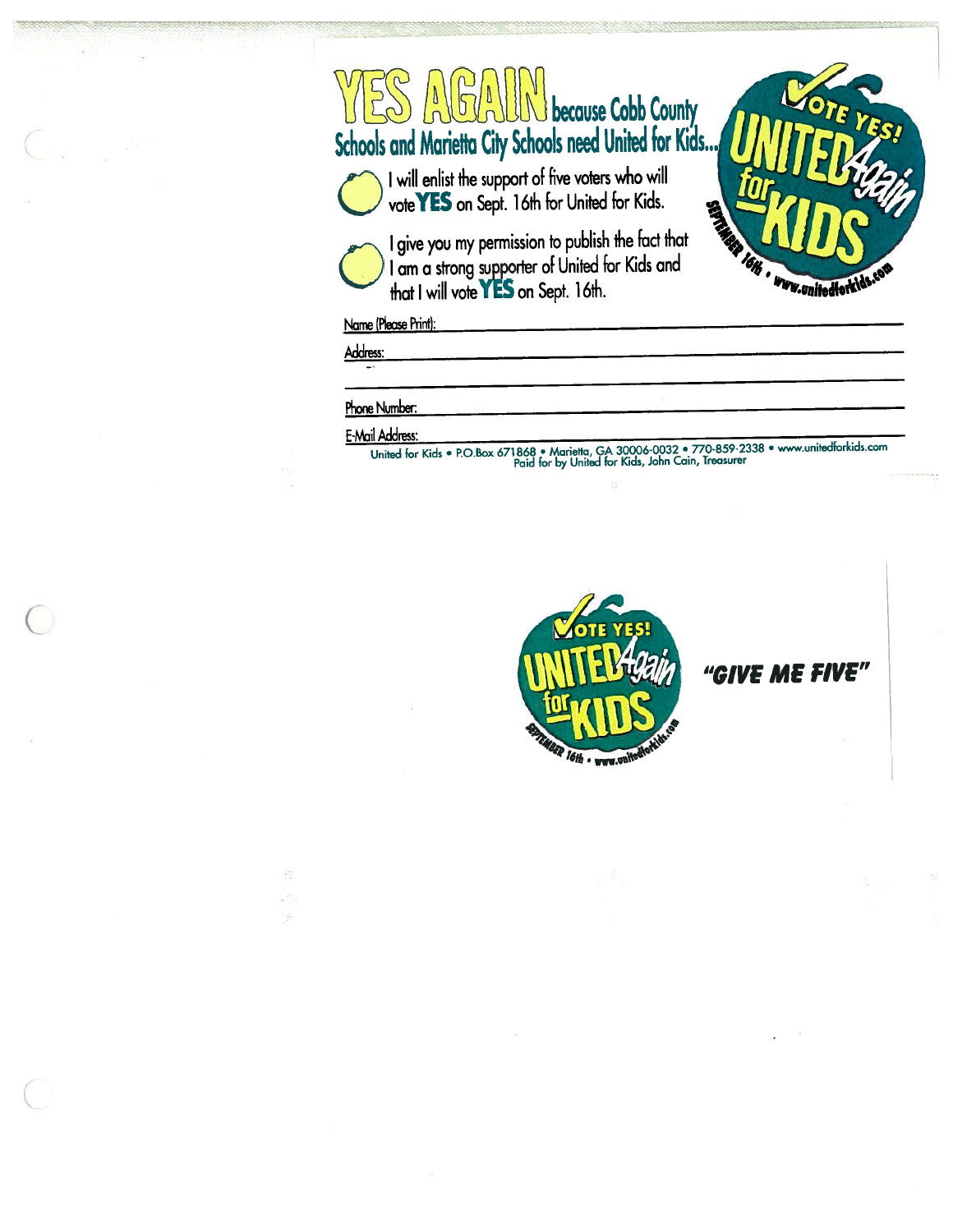# YES AGAIN because Cobb County Schools and Marietta City Schools need United for Kids...

VOTE YES! UNITED Again for KIDS
SEPTEMBER 16th • www.unitedforkids.com

- I will enlist the support of five voters who will vote **YES** on Sept. 16th for United for Kids.
- I give you my permission to publish the fact that I am a strong supporter of United for Kids and that I will vote **YES** on Sept. 16th.

Name (Please Print): ______________________________

Address: ______________________________

______________________________

Phone Number: ______________________________

E-Mail Address: ______________________________

United for Kids • P.O.Box 671868 • Marietta, GA 30006-0032 • 770-859-2338 • www.unitedforkids.com
Paid for by United for Kids, John Cain, Treasurer

VOTE YES! UNITED Again for KIDS
SEPTEMBER 16th • www.unitedforkids.com

***"GIVE ME FIVE"***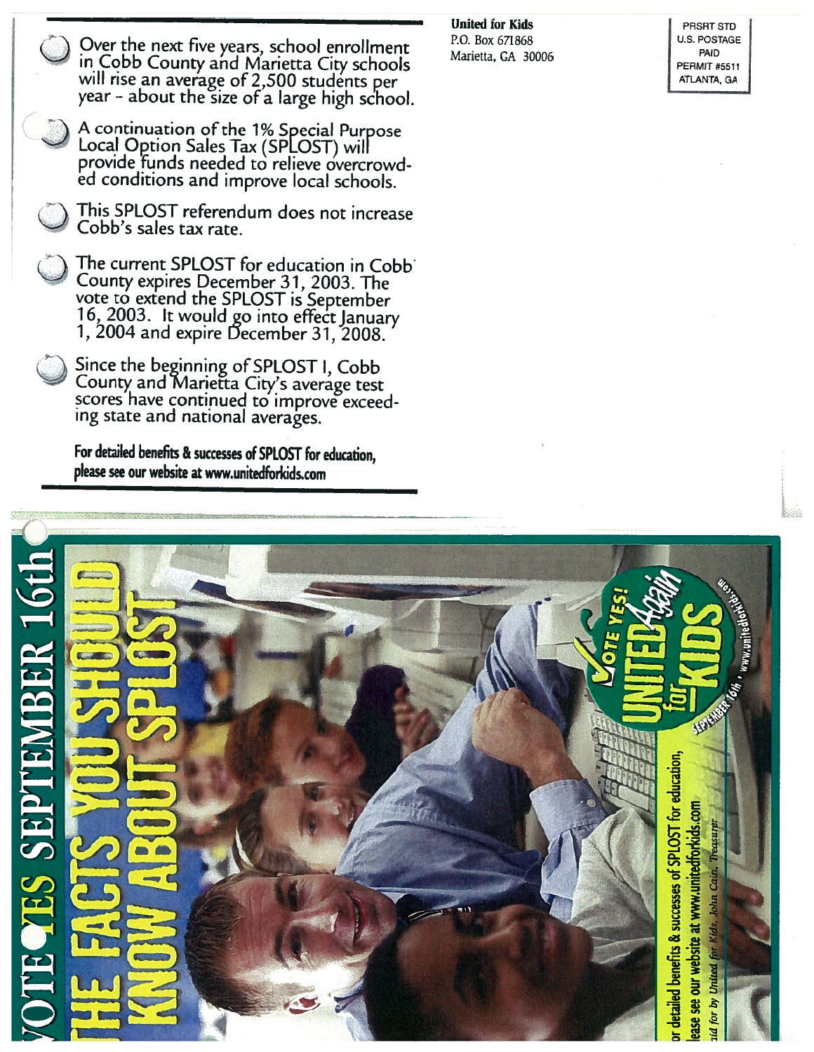- Over the next five years, school enrollment in Cobb County and Marietta City schools will rise an average of 2,500 students per year - about the size of a large high school.
- A continuation of the 1% Special Purpose Local Option Sales Tax (SPLOST) will provide funds needed to relieve overcrowded conditions and improve local schools.
- This SPLOST referendum does not increase Cobb's sales tax rate.
- The current SPLOST for education in Cobb County expires December 31, 2003. The vote to extend the SPLOST is September 16, 2003. It would go into effect January 1, 2004 and expire December 31, 2008.
- Since the beginning of SPLOST I, Cobb County and Marietta City's average test scores have continued to improve exceeding state and national averages.

**For detailed benefits & successes of SPLOST for education, please see our website at www.unitedforkids.com**

United for Kids
P.O. Box 671868
Marietta, GA 30006

PRSRT STD
U.S. POSTAGE
PAID
PERMIT #5511
ATLANTA, GA

# VOTE YES SEPTEMBER 16th

## THE FACTS YOU SHOULD KNOW ABOUT SPLOST

VOTE YES! UNITED Again for KIDS

SEPTEMBER 16th • www.unitedforkids.com

For detailed benefits & successes of SPLOST for education, please see our website at www.unitedforkids.com

*Paid for by United for Kids. John Cain, Treasurer*